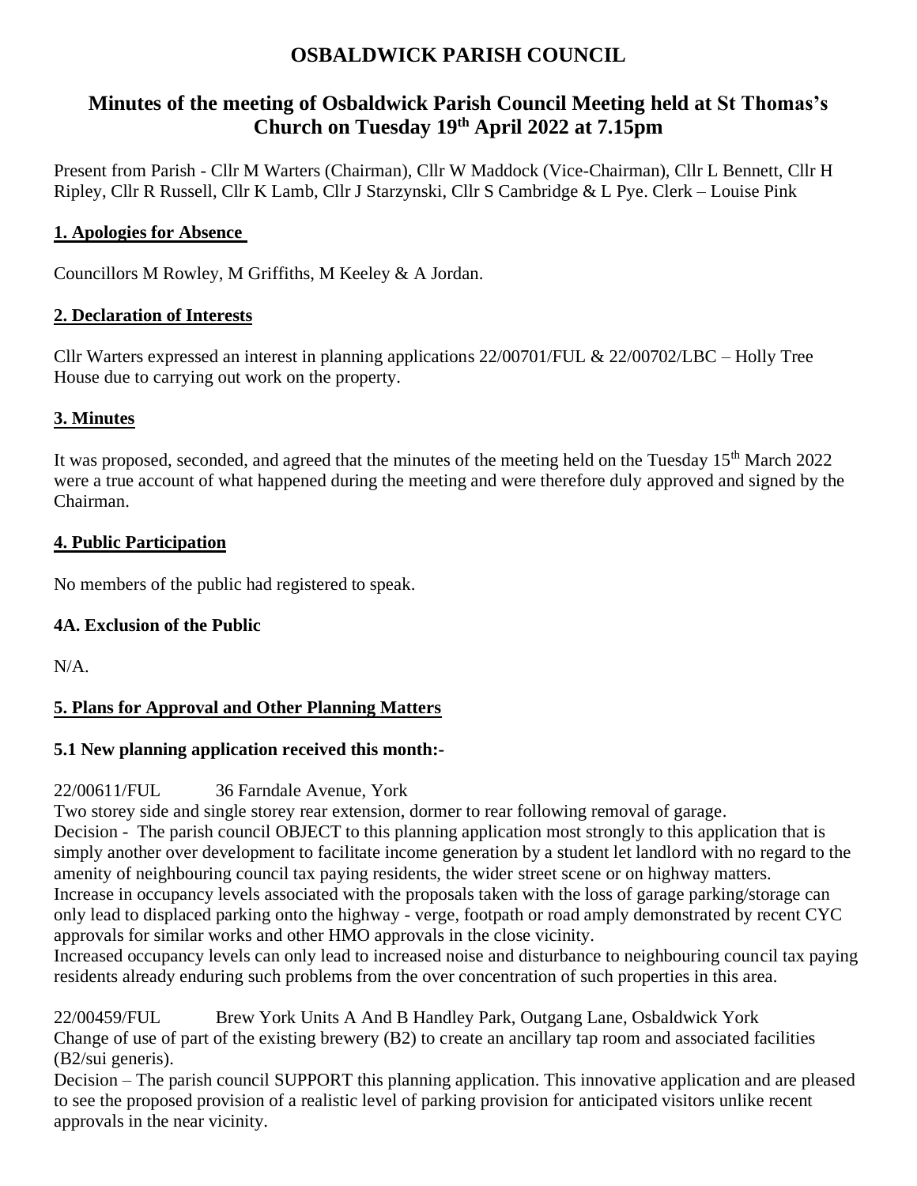# OSBALDWICK PARISH COUNCIL

## Minutes of the meeting of Osbaldwick Parish Council Meeting held at St Thomas's Church on Tuesday 19th April 2022 at 7.15pm

Present from Parish - Cllr M Warters (Chairman), Cllr W Maddock (Vice-Chairman), Cllr L Bennett, Cllr H Ripley, Cllr R Russell, Cllr K Lamb, Cllr J Starzynski, Cllr S Cambridge & L Pye. Clerk – Louise Pink

### 1. Apologies for Absence

Councillors M Rowley, M Griffiths, M Keeley & A Jordan.

### 2. Declaration of Interests

Cllr Warters expressed an interest in planning applications 22/00701/FUL & 22/00702/LBC – Holly Tree House due to carrying out work on the property.

### 3. Minutes

It was proposed, seconded, and agreed that the minutes of the meeting held on the Tuesday 15th March 2022 were a true account of what happened during the meeting and were therefore duly approved and signed by the Chairman.

### 4. Public Participation

No members of the public had registered to speak.

### 4A. Exclusion of the Public

N/A.

### 5. Plans for Approval and Other Planning Matters

#### 5.1 New planning application received this month:-

22/00611/FUL 36 Farndale Avenue, York

Two storey side and single storey rear extension, dormer to rear following removal of garage.

Decision - The parish council OBJECT to this planning application most strongly to this application that is simply another over development to facilitate income generation by a student let landlord with no regard to the amenity of neighbouring council tax paying residents, the wider street scene or on highway matters.

Increase in occupancy levels associated with the proposals taken with the loss of garage parking/storage can only lead to displaced parking onto the highway - verge, footpath or road amply demonstrated by recent CYC approvals for similar works and other HMO approvals in the close vicinity.

Increased occupancy levels can only lead to increased noise and disturbance to neighbouring council tax paying residents already enduring such problems from the over concentration of such properties in this area.

22/00459/FUL Brew York Units A And B Handley Park, Outgang Lane, Osbaldwick York

Change of use of part of the existing brewery (B2) to create an ancillary tap room and associated facilities (B2/sui generis).

Decision – The parish council SUPPORT this planning application. This innovative application and are pleased to see the proposed provision of a realistic level of parking provision for anticipated visitors unlike recent approvals in the near vicinity.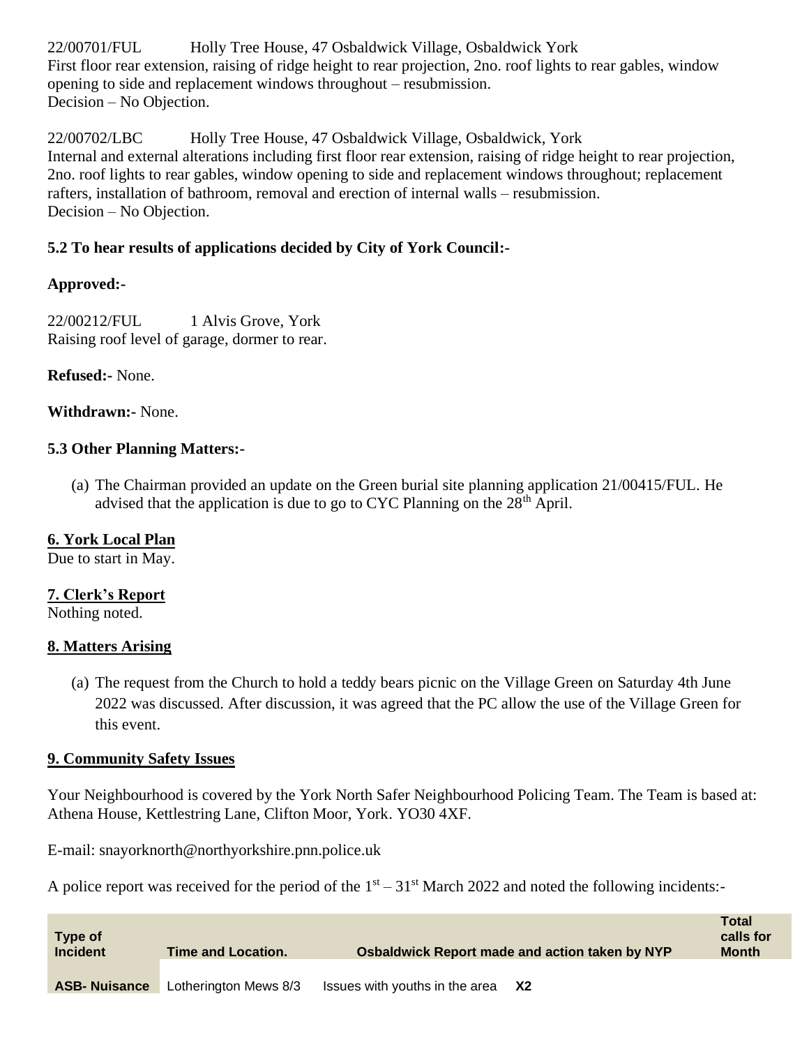22/00701/FUL Holly Tree House, 47 Osbaldwick Village, Osbaldwick York
First floor rear extension, raising of ridge height to rear projection, 2no. roof lights to rear gables, window opening to side and replacement windows throughout – resubmission.
Decision – No Objection.

22/00702/LBC Holly Tree House, 47 Osbaldwick Village, Osbaldwick, York
Internal and external alterations including first floor rear extension, raising of ridge height to rear projection, 2no. roof lights to rear gables, window opening to side and replacement windows throughout; replacement rafters, installation of bathroom, removal and erection of internal walls – resubmission.
Decision – No Objection.

**5.2 To hear results of applications decided by City of York Council:-**

**Approved:-**

22/00212/FUL 1 Alvis Grove, York
Raising roof level of garage, dormer to rear.

**Refused:-** None.

**Withdrawn:-** None.

**5.3 Other Planning Matters:-**

(a) The Chairman provided an update on the Green burial site planning application 21/00415/FUL. He advised that the application is due to go to CYC Planning on the 28th April.

## 6. York Local Plan

Due to start in May.

## 7. Clerk's Report

Nothing noted.

## 8. Matters Arising

(a) The request from the Church to hold a teddy bears picnic on the Village Green on Saturday 4th June 2022 was discussed. After discussion, it was agreed that the PC allow the use of the Village Green for this event.

## 9. Community Safety Issues

Your Neighbourhood is covered by the York North Safer Neighbourhood Policing Team. The Team is based at: Athena House, Kettlestring Lane, Clifton Moor, York. YO30 4XF.

E-mail: snayorknorth@northyorkshire.pnn.police.uk

A police report was received for the period of the 1st – 31st March 2022 and noted the following incidents:-

| Type of Incident | Time and Location. | Osbaldwick Report made and action taken by NYP | Total calls for Month |
|---|---|---|---|
| **ASB- Nuisance** | Lotherington Mews 8/3 | Issues with youths in the area **X2** | |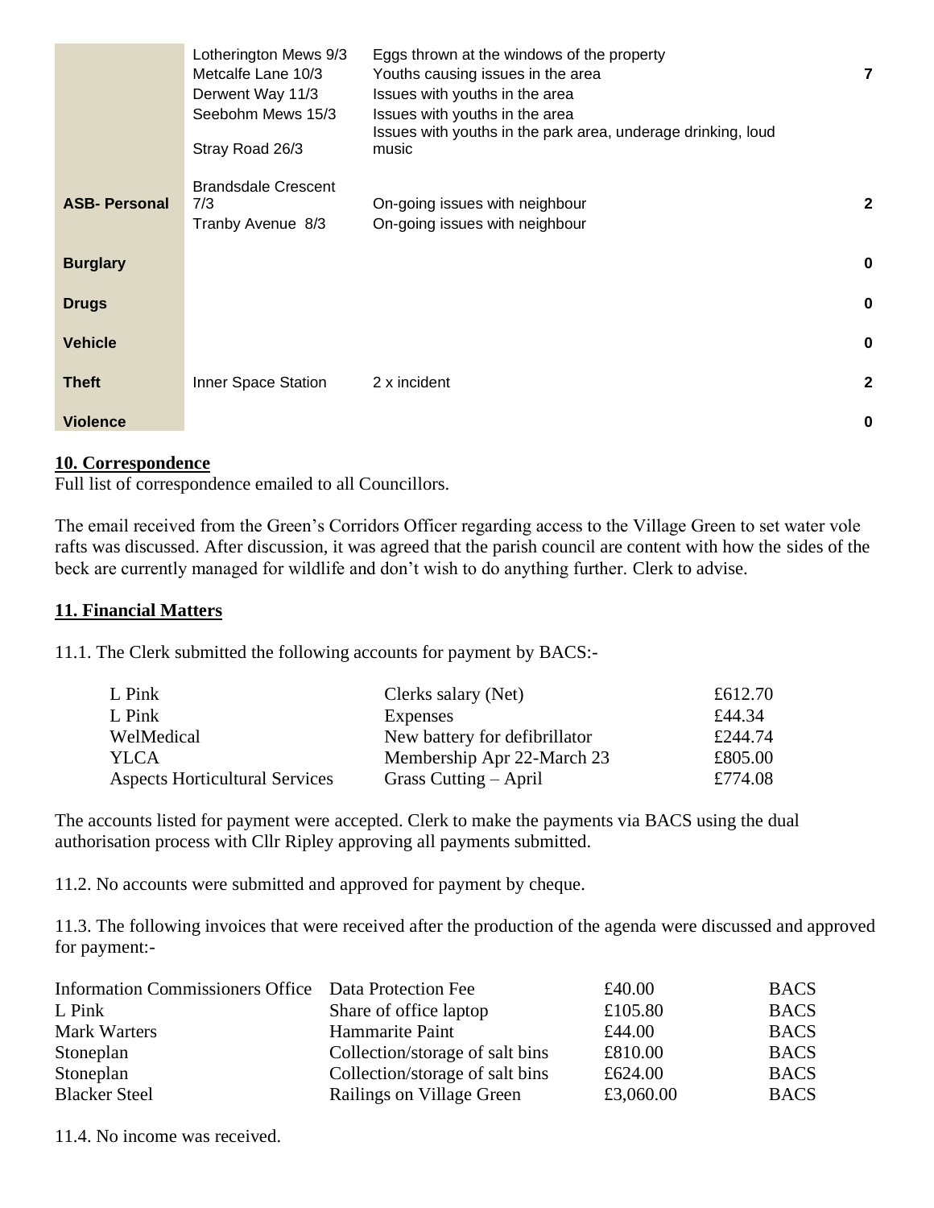| | | | |
|---|---|---|---|
| | Lotherington Mews 9/3<br>Metcalfe Lane 10/3<br>Derwent Way 11/3<br>Seebohm Mews 15/3<br>Stray Road 26/3 | Eggs thrown at the windows of the property<br>Youths causing issues in the area<br>Issues with youths in the area<br>Issues with youths in the area<br>Issues with youths in the park area, underage drinking, loud music | **7** |
| **ASB- Personal** | Brandsdale Crescent 7/3<br>Tranby Avenue 8/3 | On-going issues with neighbour<br>On-going issues with neighbour | **2** |
| **Burglary** | | | **0** |
| **Drugs** | | | **0** |
| **Vehicle** | | | **0** |
| **Theft** | Inner Space Station | 2 x incident | **2** |
| **Violence** | | | **0** |

**10. Correspondence**

Full list of correspondence emailed to all Councillors.

The email received from the Green's Corridors Officer regarding access to the Village Green to set water vole rafts was discussed. After discussion, it was agreed that the parish council are content with how the sides of the beck are currently managed for wildlife and don't wish to do anything further. Clerk to advise.

**11. Financial Matters**

11.1. The Clerk submitted the following accounts for payment by BACS:-

| | | |
|---|---|---|
| L Pink | Clerks salary (Net) | £612.70 |
| L Pink | Expenses | £44.34 |
| WelMedical | New battery for defibrillator | £244.74 |
| YLCA | Membership Apr 22-March 23 | £805.00 |
| Aspects Horticultural Services | Grass Cutting – April | £774.08 |

The accounts listed for payment were accepted. Clerk to make the payments via BACS using the dual authorisation process with Cllr Ripley approving all payments submitted.

11.2. No accounts were submitted and approved for payment by cheque.

11.3. The following invoices that were received after the production of the agenda were discussed and approved for payment:-

| | | | |
|---|---|---|---|
| Information Commissioners Office | Data Protection Fee | £40.00 | BACS |
| L Pink | Share of office laptop | £105.80 | BACS |
| Mark Warters | Hammarite Paint | £44.00 | BACS |
| Stoneplan | Collection/storage of salt bins | £810.00 | BACS |
| Stoneplan | Collection/storage of salt bins | £624.00 | BACS |
| Blacker Steel | Railings on Village Green | £3,060.00 | BACS |

11.4. No income was received.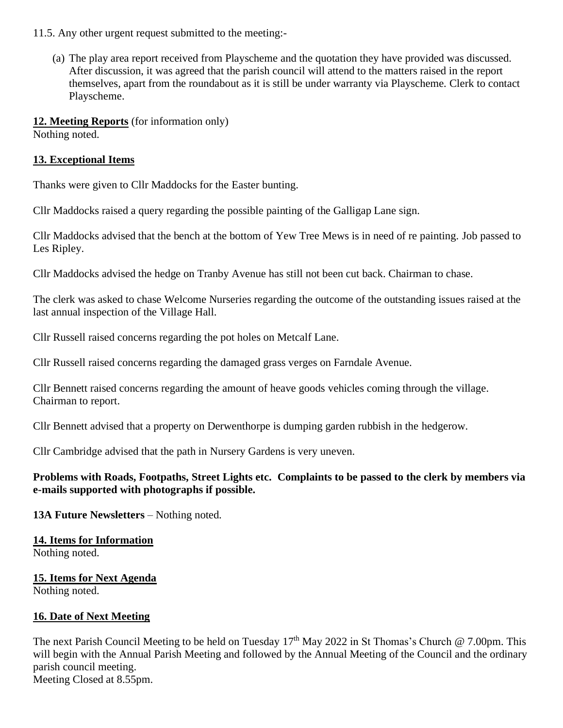11.5. Any other urgent request submitted to the meeting:-

(a) The play area report received from Playscheme and the quotation they have provided was discussed. After discussion, it was agreed that the parish council will attend to the matters raised in the report themselves, apart from the roundabout as it is still be under warranty via Playscheme. Clerk to contact Playscheme.

**12. Meeting Reports** (for information only)
Nothing noted.

**13. Exceptional Items**

Thanks were given to Cllr Maddocks for the Easter bunting.

Cllr Maddocks raised a query regarding the possible painting of the Galligap Lane sign.

Cllr Maddocks advised that the bench at the bottom of Yew Tree Mews is in need of re painting. Job passed to Les Ripley.

Cllr Maddocks advised the hedge on Tranby Avenue has still not been cut back. Chairman to chase.

The clerk was asked to chase Welcome Nurseries regarding the outcome of the outstanding issues raised at the last annual inspection of the Village Hall.

Cllr Russell raised concerns regarding the pot holes on Metcalf Lane.

Cllr Russell raised concerns regarding the damaged grass verges on Farndale Avenue.

Cllr Bennett raised concerns regarding the amount of heave goods vehicles coming through the village. Chairman to report.

Cllr Bennett advised that a property on Derwenthorpe is dumping garden rubbish in the hedgerow.

Cllr Cambridge advised that the path in Nursery Gardens is very uneven.

**Problems with Roads, Footpaths, Street Lights etc. Complaints to be passed to the clerk by members via e-mails supported with photographs if possible.**

**13A Future Newsletters** – Nothing noted.

**14. Items for Information**
Nothing noted.

**15. Items for Next Agenda**
Nothing noted.

**16. Date of Next Meeting**

The next Parish Council Meeting to be held on Tuesday 17th May 2022 in St Thomas's Church @ 7.00pm. This will begin with the Annual Parish Meeting and followed by the Annual Meeting of the Council and the ordinary parish council meeting.
Meeting Closed at 8.55pm.